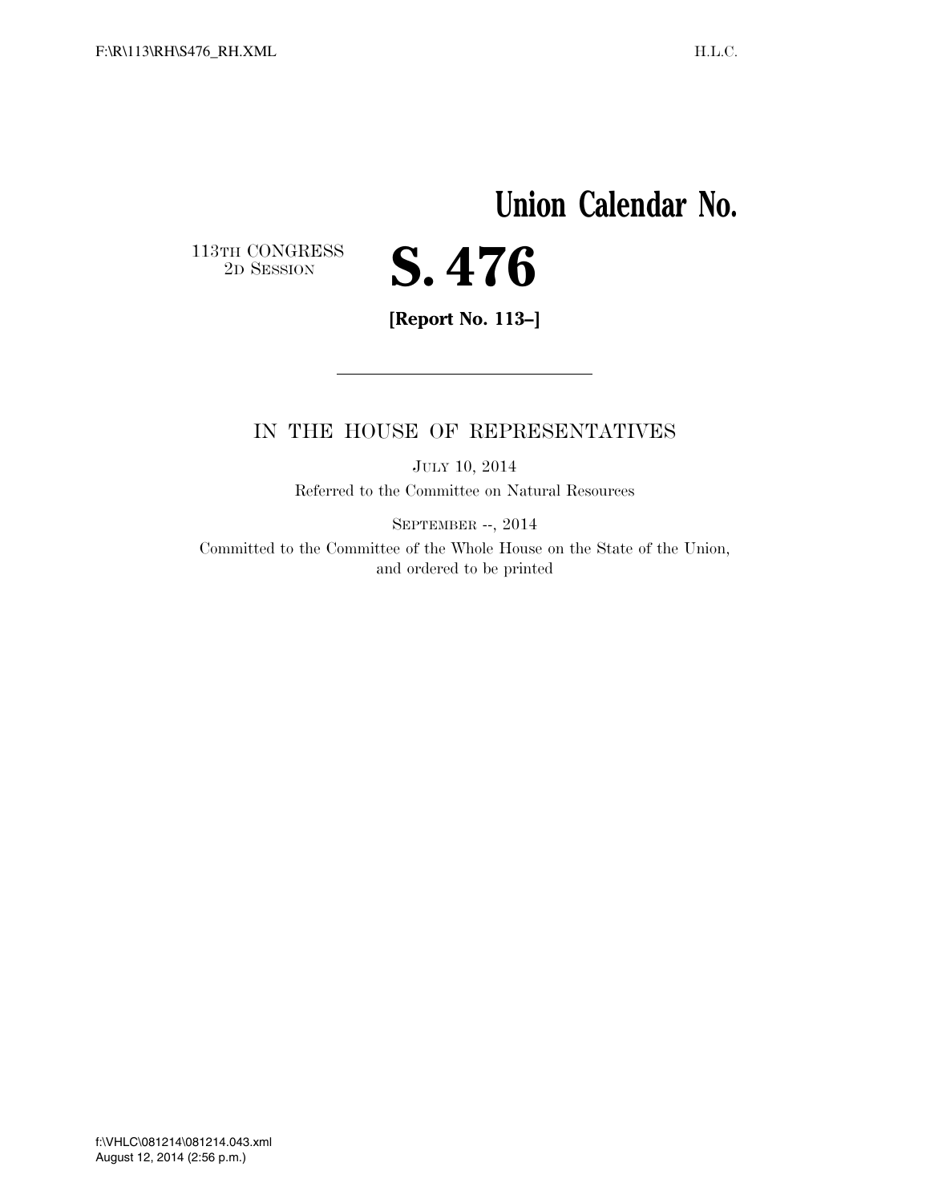# Union Calendar No.

113TH CONGRESS
2D SESSION

# S. 476

**[Report No. 113–]**

---

IN THE HOUSE OF REPRESENTATIVES

JULY 10, 2014

Referred to the Committee on Natural Resources

SEPTEMBER --, 2014

Committed to the Committee of the Whole House on the State of the Union, and ordered to be printed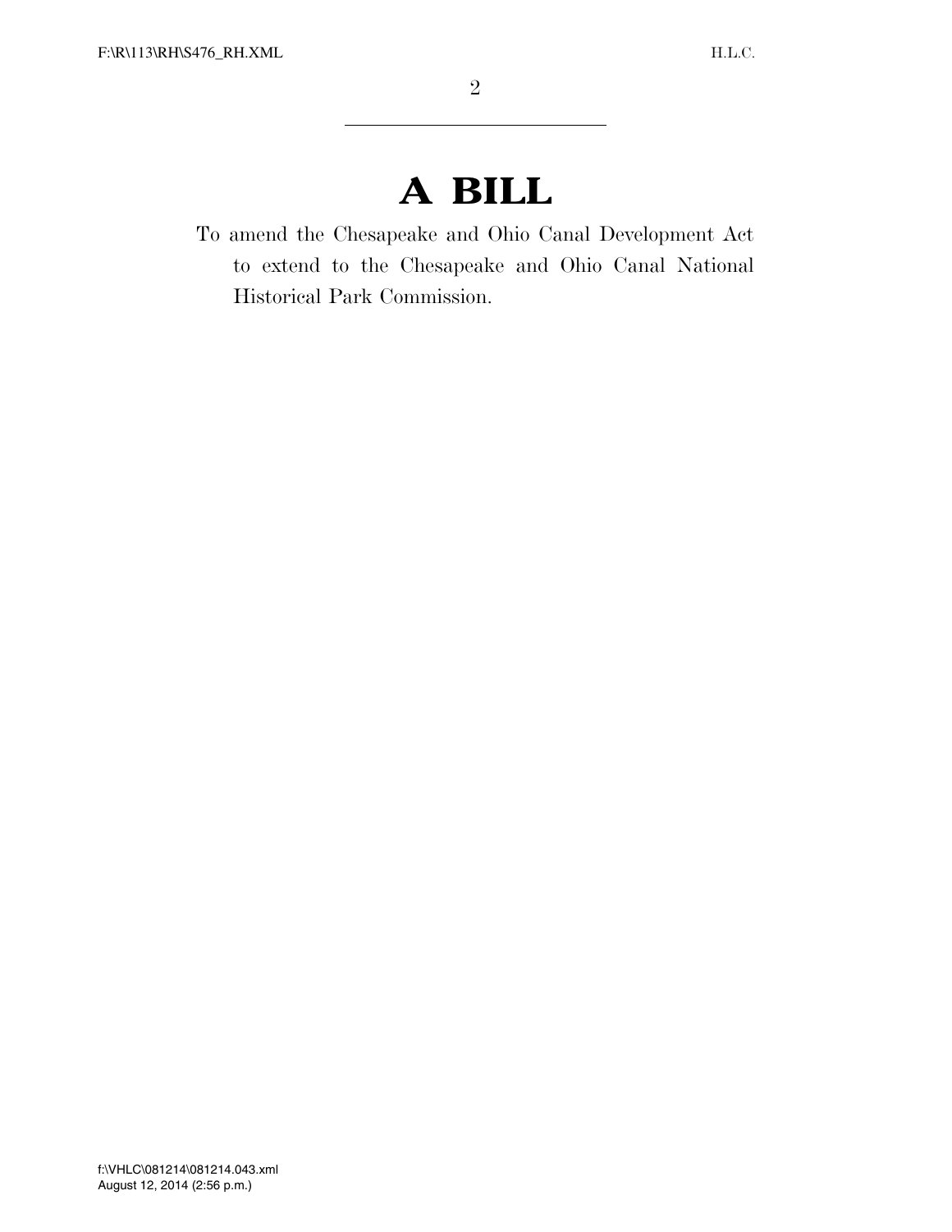# A BILL

To amend the Chesapeake and Ohio Canal Development Act to extend to the Chesapeake and Ohio Canal National Historical Park Commission.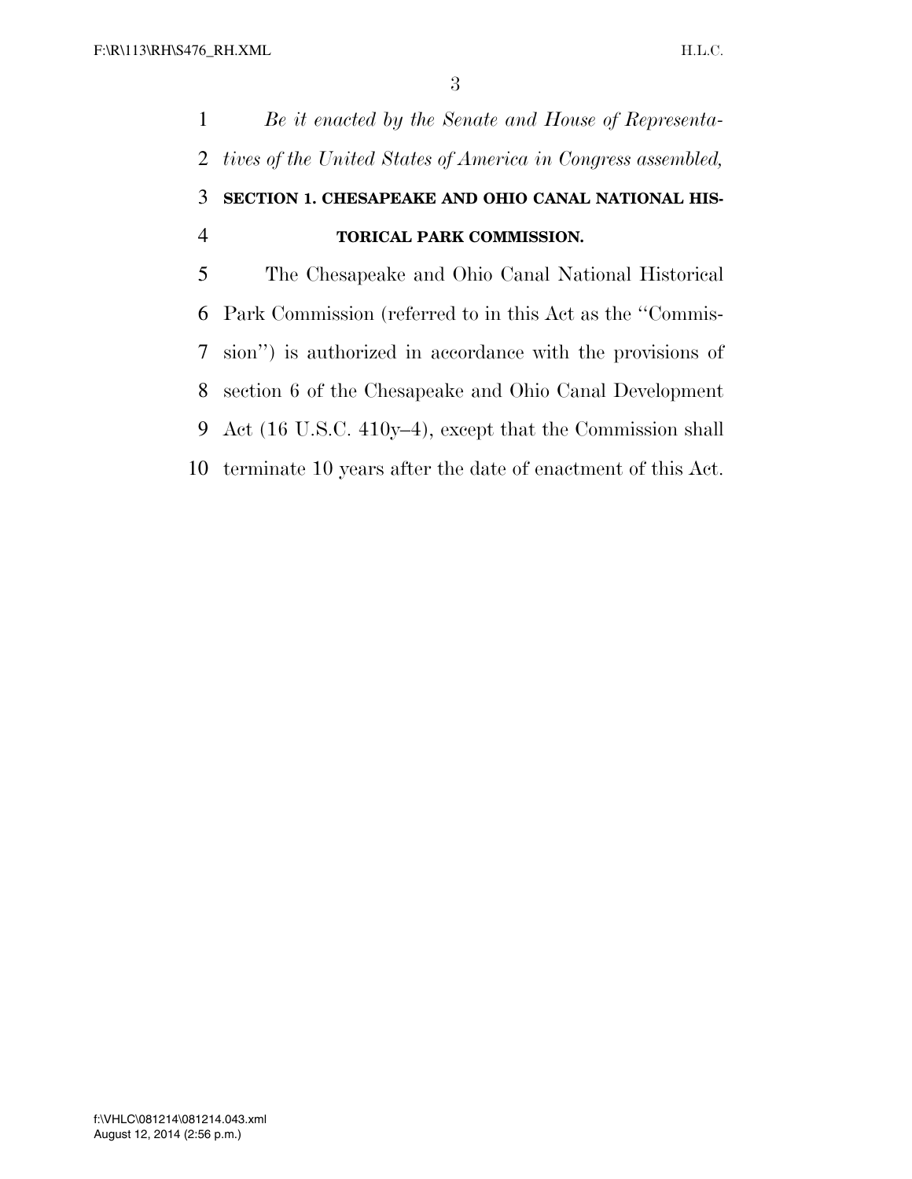*Be it enacted by the Senate and House of Representatives of the United States of America in Congress assembled,*

**SECTION 1. CHESAPEAKE AND OHIO CANAL NATIONAL HISTORICAL PARK COMMISSION.**

The Chesapeake and Ohio Canal National Historical Park Commission (referred to in this Act as the ''Commission'') is authorized in accordance with the provisions of section 6 of the Chesapeake and Ohio Canal Development Act (16 U.S.C. 410y–4), except that the Commission shall terminate 10 years after the date of enactment of this Act.